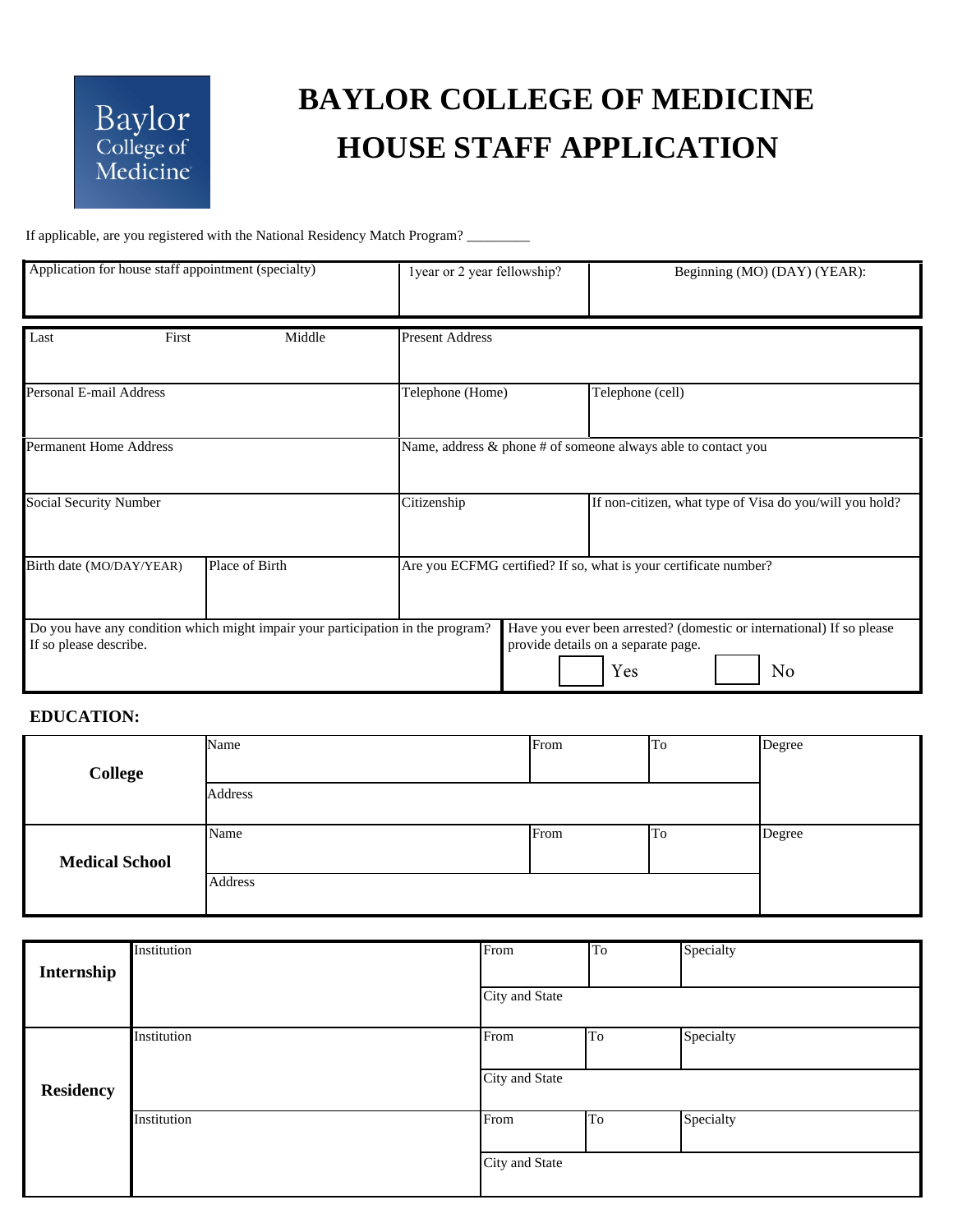# BAYLOR COLLEGE OF MEDICINE
# HOUSE STAFF APPLICATION

If applicable, are you registered with the National Residency Match Program? _________

| Application for house staff appointment (specialty) | 1year or 2 year fellowship? | Beginning (MO) (DAY) (YEAR): |
|---|---|---|
| | | |

| Last First Middle | Present Address | |
|---|---|---|
| Personal E-mail Address | Telephone (Home) | Telephone (cell) |
| Permanent Home Address | Name, address & phone # of someone always able to contact you | |
| Social Security Number | Citizenship | If non-citizen, what type of Visa do you/will you hold? |
| Birth date (MO/DAY/YEAR) / Place of Birth | Are you ECFMG certified? If so, what is your certificate number? | |

| Do you have any condition which might impair your participation in the program? If so please describe. | Have you ever been arrested? (domestic or international) If so please provide details on a separate page. ☐ Yes ☐ No |
|---|---|
| | |

**EDUCATION:**

| | | | | |
|---|---|---|---|---|
| **College** | Name | From | To | Degree |
| | Address | | | |
| **Medical School** | Name | From | To | Degree |
| | Address | | | |

| | | | | |
|---|---|---|---|---|
| **Internship** | Institution | From | To | Specialty |
| | | City and State | | |
| **Residency** | Institution | From | To | Specialty |
| | | City and State | | |
| | Institution | From | To | Specialty |
| | | City and State | | |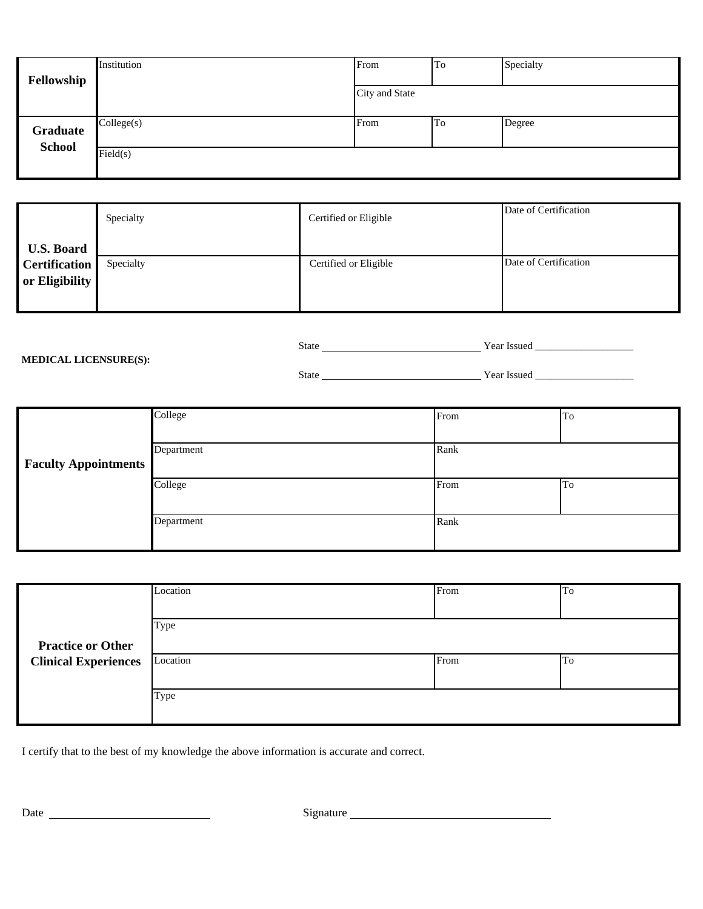| | | | | |
|---|---|---|---|---|
| **Fellowship** | Institution | From | To | Specialty |
| | | City and State | | |
| **Graduate School** | College(s) | From | To | Degree |
| | Field(s) | | | |

| | | | |
|---|---|---|---|
| **U.S. Board Certification or Eligibility** | Specialty | Certified or Eligible | Date of Certification |
| | Specialty | Certified or Eligible | Date of Certification |

**MEDICAL LICENSURE(S):**

State ______________________________ Year Issued ___________________

State ______________________________ Year Issued ___________________

| | | | |
|---|---|---|---|
| **Faculty Appointments** | College | From | To |
| | Department | Rank | |
| | College | From | To |
| | Department | Rank | |

| | | | |
|---|---|---|---|
| **Practice or Other Clinical Experiences** | Location | From | To |
| | Type | | |
| | Location | From | To |
| | Type | | |

I certify that to the best of my knowledge the above information is accurate and correct.

Date ______________________________ Signature ______________________________________